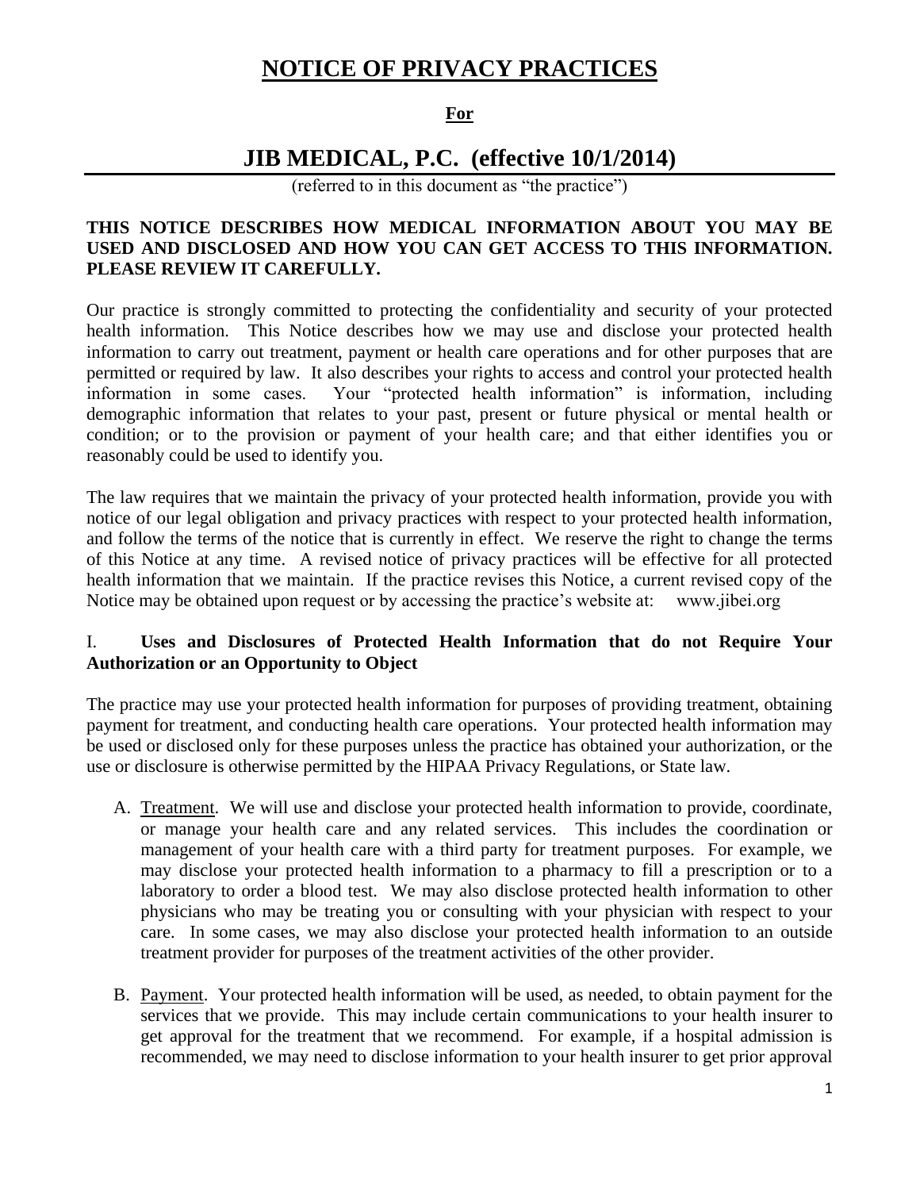# NOTICE OF PRIVACY PRACTICES

**For**

## JIB MEDICAL, P.C. (effective 10/1/2014)

(referred to in this document as "the practice")

**THIS NOTICE DESCRIBES HOW MEDICAL INFORMATION ABOUT YOU MAY BE USED AND DISCLOSED AND HOW YOU CAN GET ACCESS TO THIS INFORMATION. PLEASE REVIEW IT CAREFULLY.**

Our practice is strongly committed to protecting the confidentiality and security of your protected health information. This Notice describes how we may use and disclose your protected health information to carry out treatment, payment or health care operations and for other purposes that are permitted or required by law. It also describes your rights to access and control your protected health information in some cases. Your "protected health information" is information, including demographic information that relates to your past, present or future physical or mental health or condition; or to the provision or payment of your health care; and that either identifies you or reasonably could be used to identify you.

The law requires that we maintain the privacy of your protected health information, provide you with notice of our legal obligation and privacy practices with respect to your protected health information, and follow the terms of the notice that is currently in effect. We reserve the right to change the terms of this Notice at any time. A revised notice of privacy practices will be effective for all protected health information that we maintain. If the practice revises this Notice, a current revised copy of the Notice may be obtained upon request or by accessing the practice's website at: www.jibei.org

## I. Uses and Disclosures of Protected Health Information that do not Require Your Authorization or an Opportunity to Object

The practice may use your protected health information for purposes of providing treatment, obtaining payment for treatment, and conducting health care operations. Your protected health information may be used or disclosed only for these purposes unless the practice has obtained your authorization, or the use or disclosure is otherwise permitted by the HIPAA Privacy Regulations, or State law.

A. Treatment. We will use and disclose your protected health information to provide, coordinate, or manage your health care and any related services. This includes the coordination or management of your health care with a third party for treatment purposes. For example, we may disclose your protected health information to a pharmacy to fill a prescription or to a laboratory to order a blood test. We may also disclose protected health information to other physicians who may be treating you or consulting with your physician with respect to your care. In some cases, we may also disclose your protected health information to an outside treatment provider for purposes of the treatment activities of the other provider.

B. Payment. Your protected health information will be used, as needed, to obtain payment for the services that we provide. This may include certain communications to your health insurer to get approval for the treatment that we recommend. For example, if a hospital admission is recommended, we may need to disclose information to your health insurer to get prior approval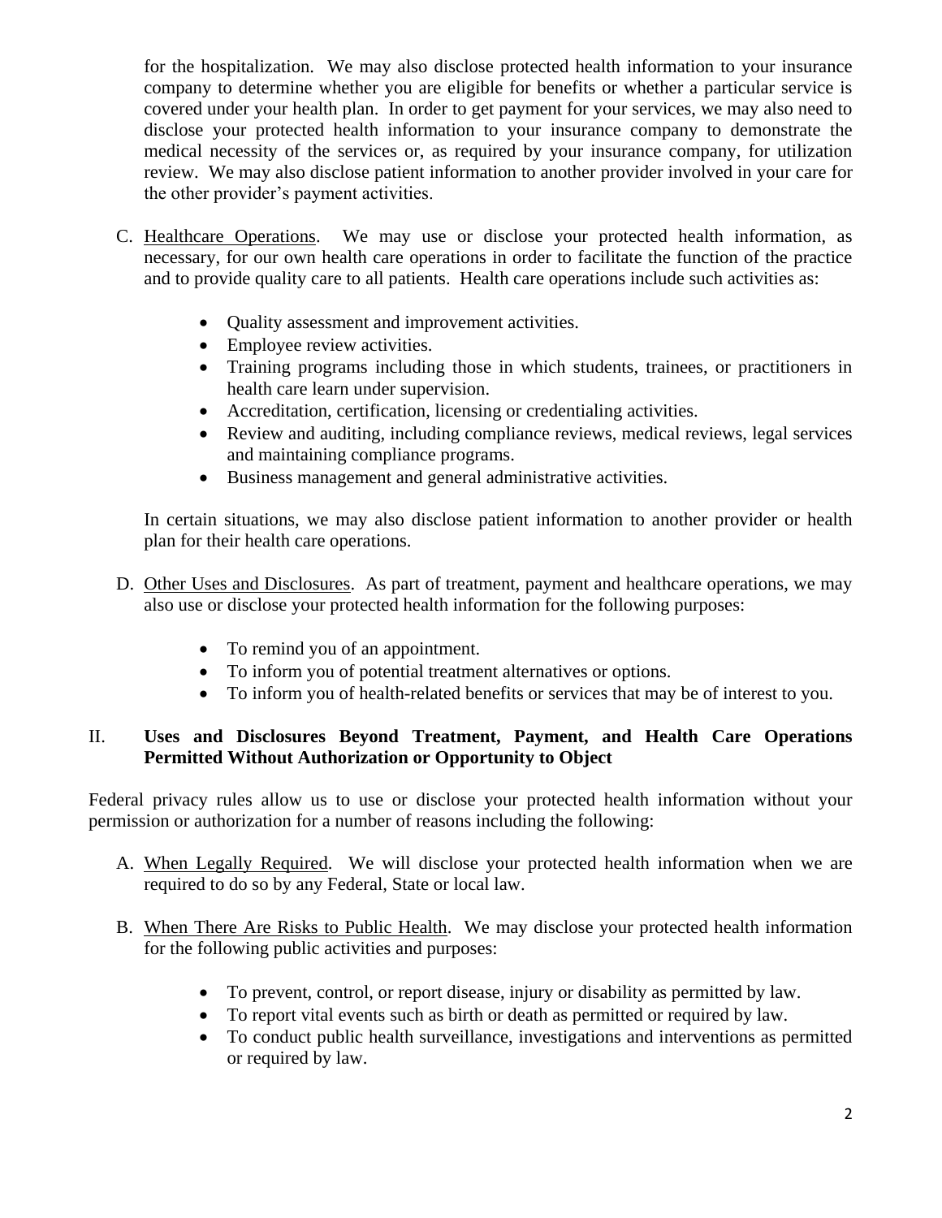for the hospitalization. We may also disclose protected health information to your insurance company to determine whether you are eligible for benefits or whether a particular service is covered under your health plan. In order to get payment for your services, we may also need to disclose your protected health information to your insurance company to demonstrate the medical necessity of the services or, as required by your insurance company, for utilization review. We may also disclose patient information to another provider involved in your care for the other provider's payment activities.

C. <u>Healthcare Operations</u>. We may use or disclose your protected health information, as necessary, for our own health care operations in order to facilitate the function of the practice and to provide quality care to all patients. Health care operations include such activities as:

- Quality assessment and improvement activities.
- Employee review activities.
- Training programs including those in which students, trainees, or practitioners in health care learn under supervision.
- Accreditation, certification, licensing or credentialing activities.
- Review and auditing, including compliance reviews, medical reviews, legal services and maintaining compliance programs.
- Business management and general administrative activities.

In certain situations, we may also disclose patient information to another provider or health plan for their health care operations.

D. <u>Other Uses and Disclosures</u>. As part of treatment, payment and healthcare operations, we may also use or disclose your protected health information for the following purposes:

- To remind you of an appointment.
- To inform you of potential treatment alternatives or options.
- To inform you of health-related benefits or services that may be of interest to you.

## II. Uses and Disclosures Beyond Treatment, Payment, and Health Care Operations Permitted Without Authorization or Opportunity to Object

Federal privacy rules allow us to use or disclose your protected health information without your permission or authorization for a number of reasons including the following:

A. <u>When Legally Required</u>. We will disclose your protected health information when we are required to do so by any Federal, State or local law.

B. <u>When There Are Risks to Public Health</u>. We may disclose your protected health information for the following public activities and purposes:

- To prevent, control, or report disease, injury or disability as permitted by law.
- To report vital events such as birth or death as permitted or required by law.
- To conduct public health surveillance, investigations and interventions as permitted or required by law.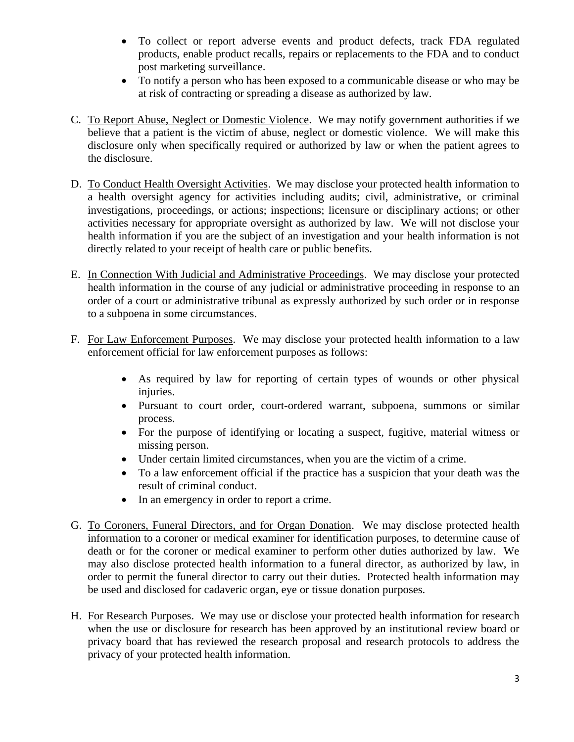- To collect or report adverse events and product defects, track FDA regulated products, enable product recalls, repairs or replacements to the FDA and to conduct post marketing surveillance.
- To notify a person who has been exposed to a communicable disease or who may be at risk of contracting or spreading a disease as authorized by law.

C. <u>To Report Abuse, Neglect or Domestic Violence</u>. We may notify government authorities if we believe that a patient is the victim of abuse, neglect or domestic violence. We will make this disclosure only when specifically required or authorized by law or when the patient agrees to the disclosure.

D. <u>To Conduct Health Oversight Activities</u>. We may disclose your protected health information to a health oversight agency for activities including audits; civil, administrative, or criminal investigations, proceedings, or actions; inspections; licensure or disciplinary actions; or other activities necessary for appropriate oversight as authorized by law. We will not disclose your health information if you are the subject of an investigation and your health information is not directly related to your receipt of health care or public benefits.

E. <u>In Connection With Judicial and Administrative Proceedings</u>. We may disclose your protected health information in the course of any judicial or administrative proceeding in response to an order of a court or administrative tribunal as expressly authorized by such order or in response to a subpoena in some circumstances.

F. <u>For Law Enforcement Purposes</u>. We may disclose your protected health information to a law enforcement official for law enforcement purposes as follows:

   - As required by law for reporting of certain types of wounds or other physical injuries.
   - Pursuant to court order, court-ordered warrant, subpoena, summons or similar process.
   - For the purpose of identifying or locating a suspect, fugitive, material witness or missing person.
   - Under certain limited circumstances, when you are the victim of a crime.
   - To a law enforcement official if the practice has a suspicion that your death was the result of criminal conduct.
   - In an emergency in order to report a crime.

G. <u>To Coroners, Funeral Directors, and for Organ Donation</u>. We may disclose protected health information to a coroner or medical examiner for identification purposes, to determine cause of death or for the coroner or medical examiner to perform other duties authorized by law. We may also disclose protected health information to a funeral director, as authorized by law, in order to permit the funeral director to carry out their duties. Protected health information may be used and disclosed for cadaveric organ, eye or tissue donation purposes.

H. <u>For Research Purposes</u>. We may use or disclose your protected health information for research when the use or disclosure for research has been approved by an institutional review board or privacy board that has reviewed the research proposal and research protocols to address the privacy of your protected health information.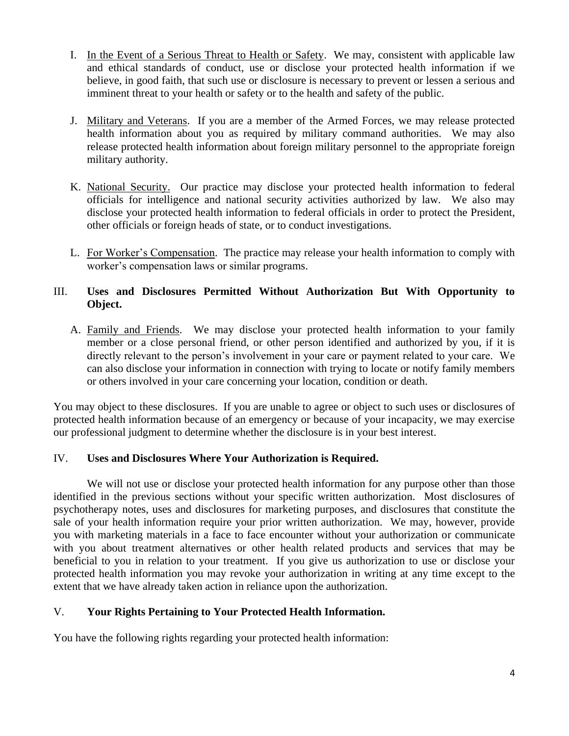I. <u>In the Event of a Serious Threat to Health or Safety</u>. We may, consistent with applicable law and ethical standards of conduct, use or disclose your protected health information if we believe, in good faith, that such use or disclosure is necessary to prevent or lessen a serious and imminent threat to your health or safety or to the health and safety of the public.

J. <u>Military and Veterans</u>. If you are a member of the Armed Forces, we may release protected health information about you as required by military command authorities. We may also release protected health information about foreign military personnel to the appropriate foreign military authority.

K. <u>National Security.</u> Our practice may disclose your protected health information to federal officials for intelligence and national security activities authorized by law. We also may disclose your protected health information to federal officials in order to protect the President, other officials or foreign heads of state, or to conduct investigations.

L. <u>For Worker's Compensation</u>. The practice may release your health information to comply with worker's compensation laws or similar programs.

## III. Uses and Disclosures Permitted Without Authorization But With Opportunity to Object.

A. <u>Family and Friends</u>. We may disclose your protected health information to your family member or a close personal friend, or other person identified and authorized by you, if it is directly relevant to the person's involvement in your care or payment related to your care. We can also disclose your information in connection with trying to locate or notify family members or others involved in your care concerning your location, condition or death.

You may object to these disclosures. If you are unable to agree or object to such uses or disclosures of protected health information because of an emergency or because of your incapacity, we may exercise our professional judgment to determine whether the disclosure is in your best interest.

## IV. Uses and Disclosures Where Your Authorization is Required.

We will not use or disclose your protected health information for any purpose other than those identified in the previous sections without your specific written authorization. Most disclosures of psychotherapy notes, uses and disclosures for marketing purposes, and disclosures that constitute the sale of your health information require your prior written authorization. We may, however, provide you with marketing materials in a face to face encounter without your authorization or communicate with you about treatment alternatives or other health related products and services that may be beneficial to you in relation to your treatment. If you give us authorization to use or disclose your protected health information you may revoke your authorization in writing at any time except to the extent that we have already taken action in reliance upon the authorization.

## V. Your Rights Pertaining to Your Protected Health Information.

You have the following rights regarding your protected health information: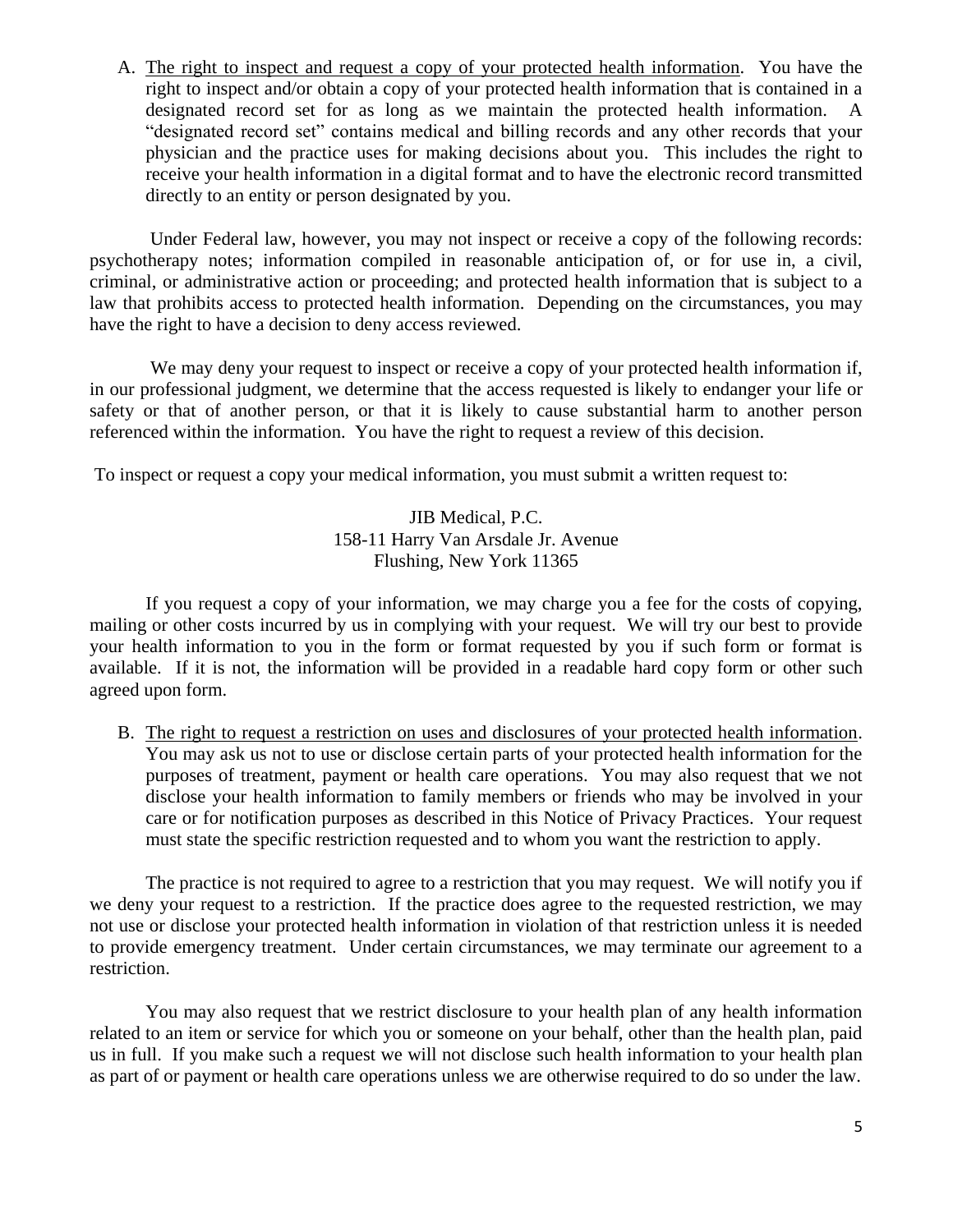A. <u>The right to inspect and request a copy of your protected health information</u>. You have the right to inspect and/or obtain a copy of your protected health information that is contained in a designated record set for as long as we maintain the protected health information. A "designated record set" contains medical and billing records and any other records that your physician and the practice uses for making decisions about you. This includes the right to receive your health information in a digital format and to have the electronic record transmitted directly to an entity or person designated by you.

Under Federal law, however, you may not inspect or receive a copy of the following records: psychotherapy notes; information compiled in reasonable anticipation of, or for use in, a civil, criminal, or administrative action or proceeding; and protected health information that is subject to a law that prohibits access to protected health information. Depending on the circumstances, you may have the right to have a decision to deny access reviewed.

We may deny your request to inspect or receive a copy of your protected health information if, in our professional judgment, we determine that the access requested is likely to endanger your life or safety or that of another person, or that it is likely to cause substantial harm to another person referenced within the information. You have the right to request a review of this decision.

To inspect or request a copy your medical information, you must submit a written request to:

JIB Medical, P.C.
158-11 Harry Van Arsdale Jr. Avenue
Flushing, New York 11365

If you request a copy of your information, we may charge you a fee for the costs of copying, mailing or other costs incurred by us in complying with your request. We will try our best to provide your health information to you in the form or format requested by you if such form or format is available. If it is not, the information will be provided in a readable hard copy form or other such agreed upon form.

B. <u>The right to request a restriction on uses and disclosures of your protected health information</u>. You may ask us not to use or disclose certain parts of your protected health information for the purposes of treatment, payment or health care operations. You may also request that we not disclose your health information to family members or friends who may be involved in your care or for notification purposes as described in this Notice of Privacy Practices. Your request must state the specific restriction requested and to whom you want the restriction to apply.

The practice is not required to agree to a restriction that you may request. We will notify you if we deny your request to a restriction. If the practice does agree to the requested restriction, we may not use or disclose your protected health information in violation of that restriction unless it is needed to provide emergency treatment. Under certain circumstances, we may terminate our agreement to a restriction.

You may also request that we restrict disclosure to your health plan of any health information related to an item or service for which you or someone on your behalf, other than the health plan, paid us in full. If you make such a request we will not disclose such health information to your health plan as part of or payment or health care operations unless we are otherwise required to do so under the law.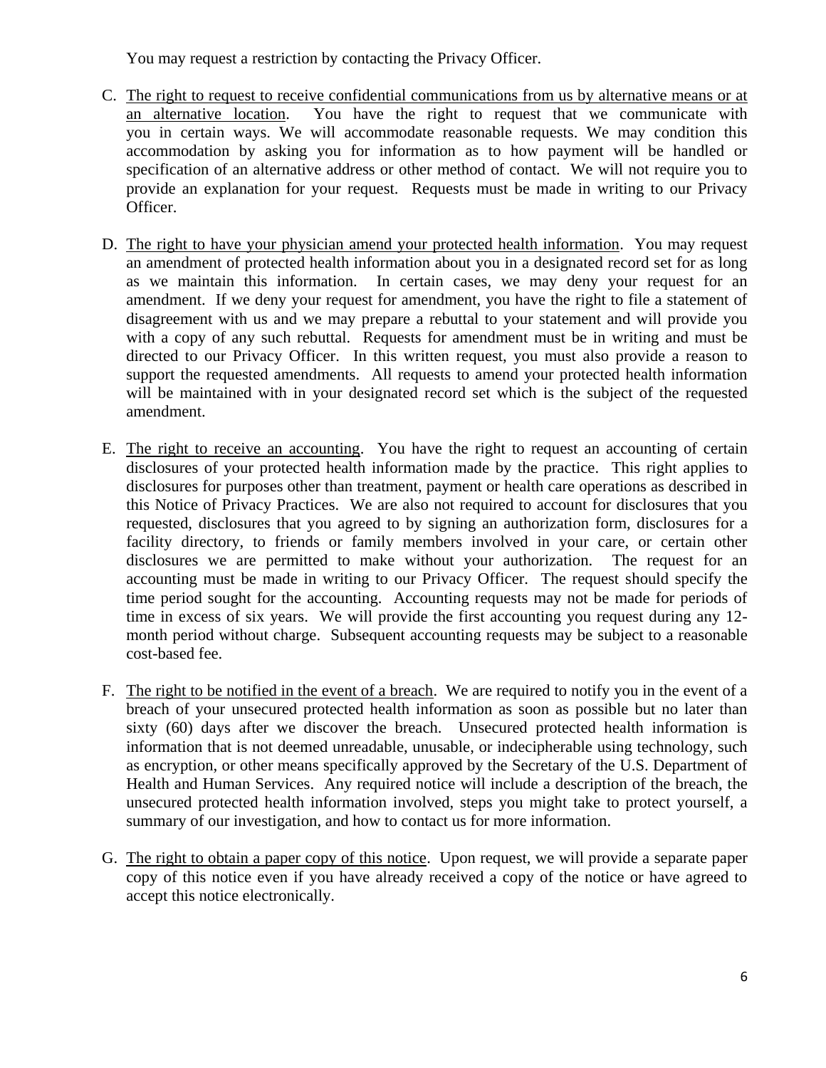You may request a restriction by contacting the Privacy Officer.

C. The right to request to receive confidential communications from us by alternative means or at an alternative location. You have the right to request that we communicate with you in certain ways. We will accommodate reasonable requests. We may condition this accommodation by asking you for information as to how payment will be handled or specification of an alternative address or other method of contact. We will not require you to provide an explanation for your request. Requests must be made in writing to our Privacy Officer.

D. The right to have your physician amend your protected health information. You may request an amendment of protected health information about you in a designated record set for as long as we maintain this information. In certain cases, we may deny your request for an amendment. If we deny your request for amendment, you have the right to file a statement of disagreement with us and we may prepare a rebuttal to your statement and will provide you with a copy of any such rebuttal. Requests for amendment must be in writing and must be directed to our Privacy Officer. In this written request, you must also provide a reason to support the requested amendments. All requests to amend your protected health information will be maintained with in your designated record set which is the subject of the requested amendment.

E. The right to receive an accounting. You have the right to request an accounting of certain disclosures of your protected health information made by the practice. This right applies to disclosures for purposes other than treatment, payment or health care operations as described in this Notice of Privacy Practices. We are also not required to account for disclosures that you requested, disclosures that you agreed to by signing an authorization form, disclosures for a facility directory, to friends or family members involved in your care, or certain other disclosures we are permitted to make without your authorization. The request for an accounting must be made in writing to our Privacy Officer. The request should specify the time period sought for the accounting. Accounting requests may not be made for periods of time in excess of six years. We will provide the first accounting you request during any 12-month period without charge. Subsequent accounting requests may be subject to a reasonable cost-based fee.

F. The right to be notified in the event of a breach. We are required to notify you in the event of a breach of your unsecured protected health information as soon as possible but no later than sixty (60) days after we discover the breach. Unsecured protected health information is information that is not deemed unreadable, unusable, or indecipherable using technology, such as encryption, or other means specifically approved by the Secretary of the U.S. Department of Health and Human Services. Any required notice will include a description of the breach, the unsecured protected health information involved, steps you might take to protect yourself, a summary of our investigation, and how to contact us for more information.

G. The right to obtain a paper copy of this notice. Upon request, we will provide a separate paper copy of this notice even if you have already received a copy of the notice or have agreed to accept this notice electronically.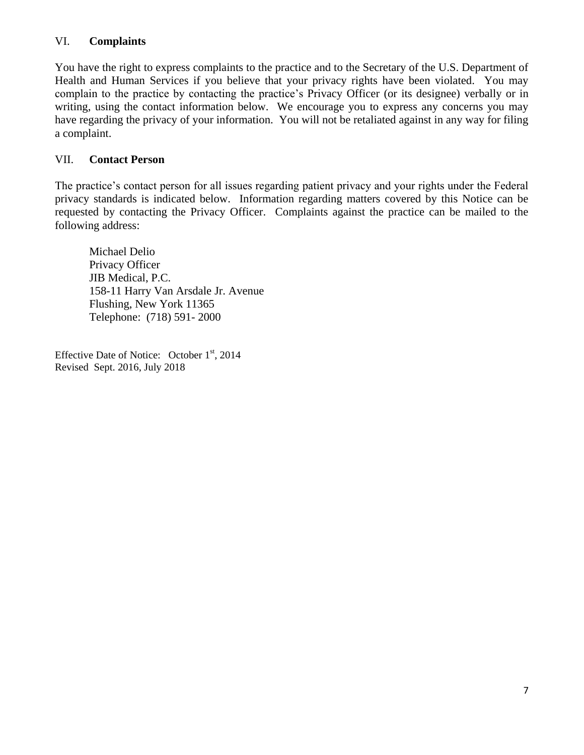## VI. **Complaints**

You have the right to express complaints to the practice and to the Secretary of the U.S. Department of Health and Human Services if you believe that your privacy rights have been violated. You may complain to the practice by contacting the practice's Privacy Officer (or its designee) verbally or in writing, using the contact information below. We encourage you to express any concerns you may have regarding the privacy of your information. You will not be retaliated against in any way for filing a complaint.

## VII. **Contact Person**

The practice's contact person for all issues regarding patient privacy and your rights under the Federal privacy standards is indicated below. Information regarding matters covered by this Notice can be requested by contacting the Privacy Officer. Complaints against the practice can be mailed to the following address:

Michael Delio
Privacy Officer
JIB Medical, P.C.
158-11 Harry Van Arsdale Jr. Avenue
Flushing, New York 11365
Telephone: (718) 591- 2000

Effective Date of Notice: October 1st, 2014
Revised Sept. 2016, July 2018